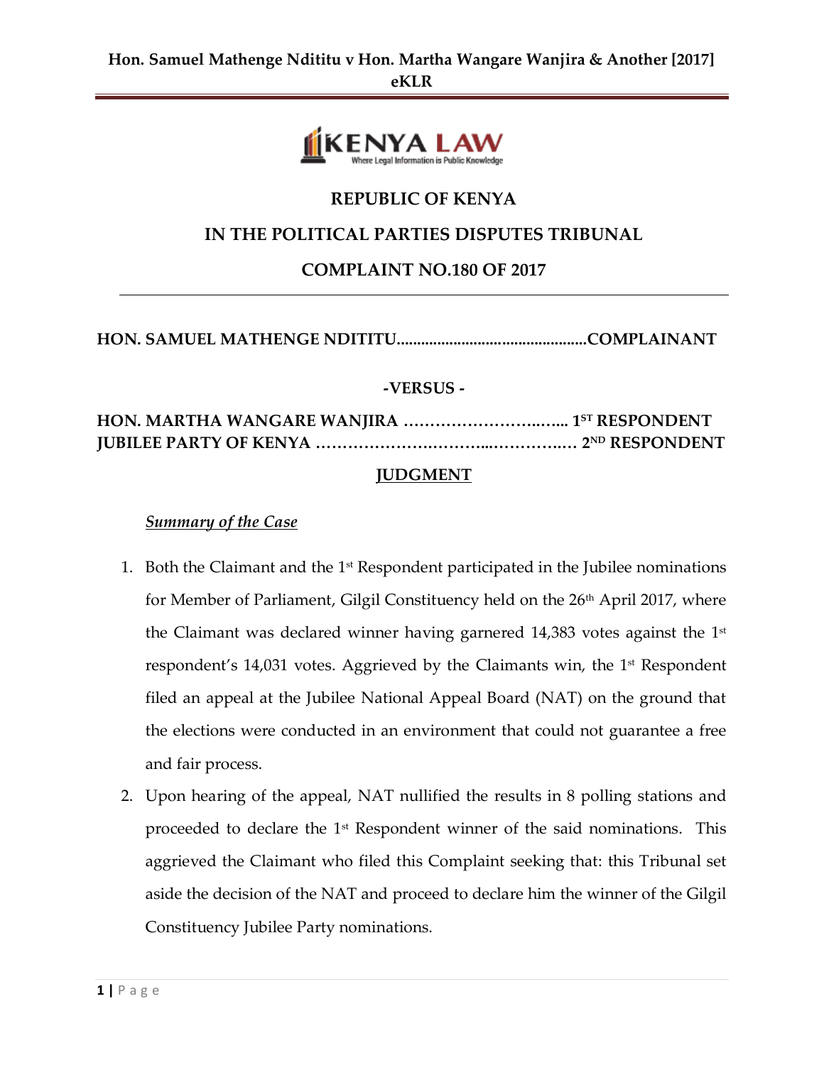**REPUBLIC OF KENYA**

**IN THE POLITICAL PARTIES DISPUTES TRIBUNAL**

**COMPLAINT NO.180 OF 2017**

---

**HON. SAMUEL MATHENGE NDITITU..............................................COMPLAINANT**

**-VERSUS -**

**HON. MARTHA WANGARE WANJIRA ………………………..….. 1ST RESPONDENT**
**JUBILEE PARTY OF KENYA …………………….………...……………… 2ND RESPONDENT**

## JUDGMENT

***Summary of the Case***

1. Both the Claimant and the 1st Respondent participated in the Jubilee nominations for Member of Parliament, Gilgil Constituency held on the 26th April 2017, where the Claimant was declared winner having garnered 14,383 votes against the 1st respondent's 14,031 votes. Aggrieved by the Claimants win, the 1st Respondent filed an appeal at the Jubilee National Appeal Board (NAT) on the ground that the elections were conducted in an environment that could not guarantee a free and fair process.
2. Upon hearing of the appeal, NAT nullified the results in 8 polling stations and proceeded to declare the 1st Respondent winner of the said nominations. This aggrieved the Claimant who filed this Complaint seeking that: this Tribunal set aside the decision of the NAT and proceed to declare him the winner of the Gilgil Constituency Jubilee Party nominations.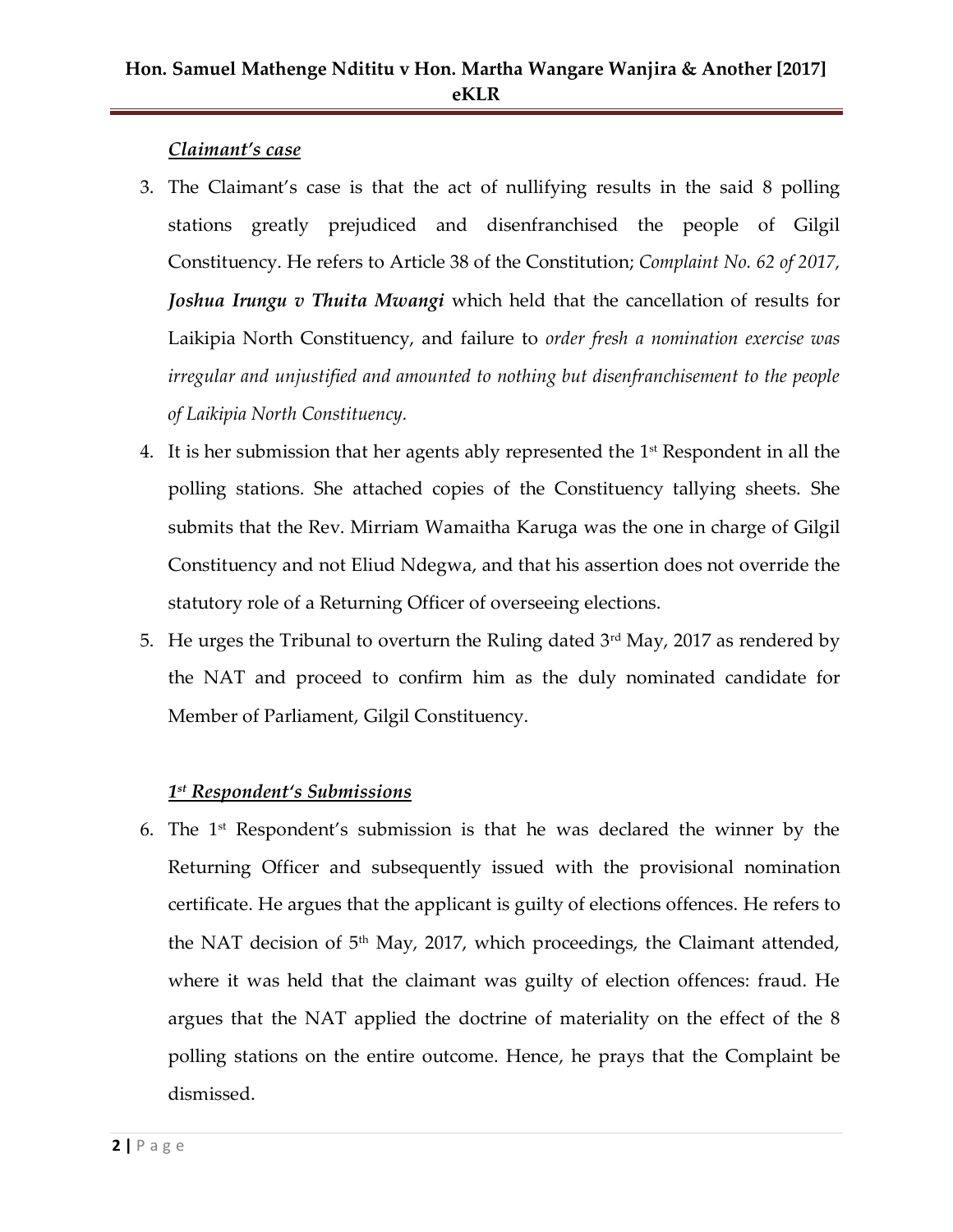***Claimant's case***

3. The Claimant's case is that the act of nullifying results in the said 8 polling stations greatly prejudiced and disenfranchised the people of Gilgil Constituency. He refers to Article 38 of the Constitution; *Complaint No. 62 of 2017,* ***Joshua Irungu v Thuita Mwangi*** which held that the cancellation of results for Laikipia North Constituency, and failure to *order fresh a nomination exercise was irregular and unjustified and amounted to nothing but disenfranchisement to the people of Laikipia North Constituency.*
4. It is her submission that her agents ably represented the 1st Respondent in all the polling stations. She attached copies of the Constituency tallying sheets. She submits that the Rev. Mirriam Wamaitha Karuga was the one in charge of Gilgil Constituency and not Eliud Ndegwa, and that his assertion does not override the statutory role of a Returning Officer of overseeing elections.
5. He urges the Tribunal to overturn the Ruling dated 3rd May, 2017 as rendered by the NAT and proceed to confirm him as the duly nominated candidate for Member of Parliament, Gilgil Constituency.

***1st Respondent's Submissions***

6. The 1st Respondent's submission is that he was declared the winner by the Returning Officer and subsequently issued with the provisional nomination certificate. He argues that the applicant is guilty of elections offences. He refers to the NAT decision of 5th May, 2017, which proceedings, the Claimant attended, where it was held that the claimant was guilty of election offences: fraud. He argues that the NAT applied the doctrine of materiality on the effect of the 8 polling stations on the entire outcome. Hence, he prays that the Complaint be dismissed.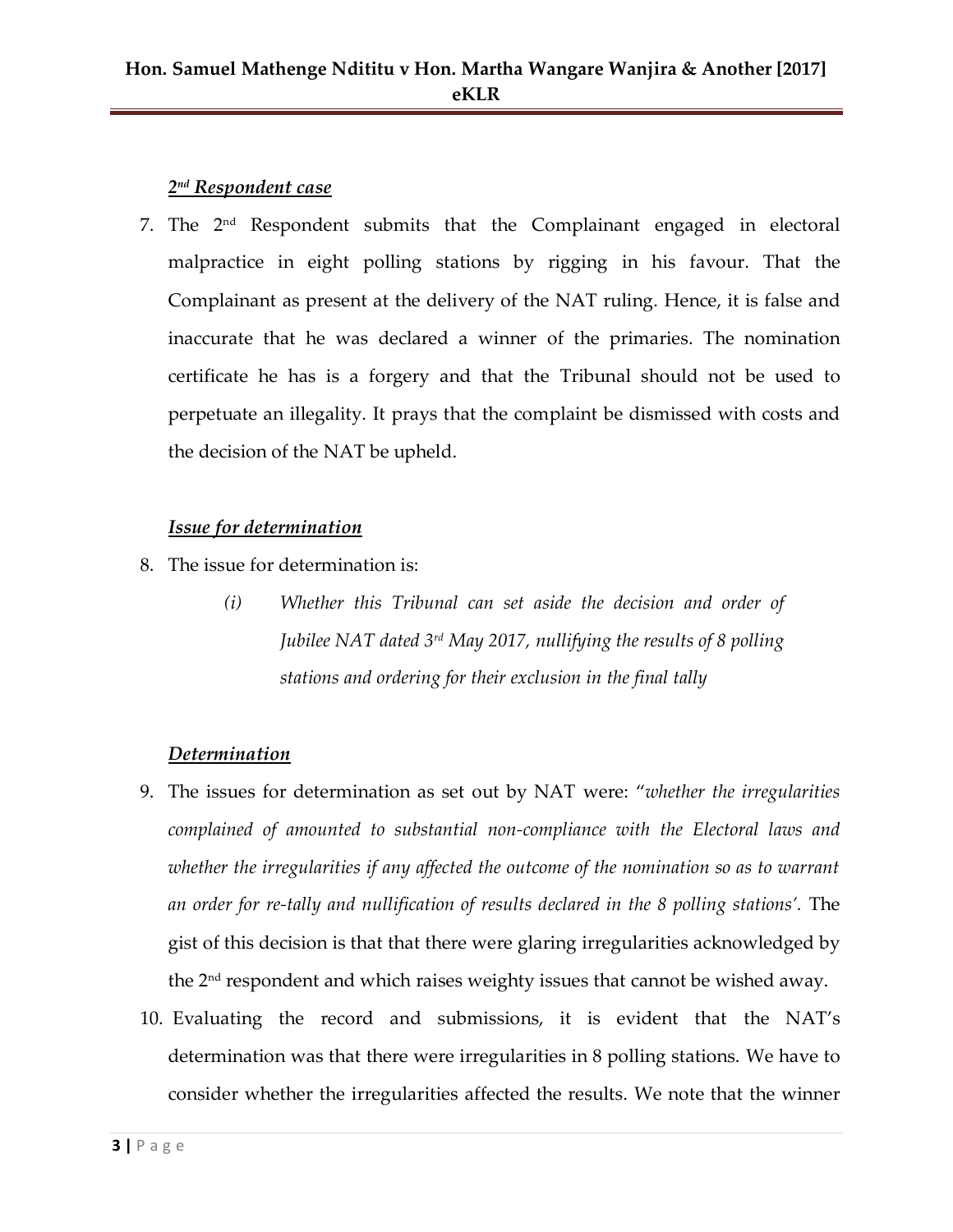***2nd Respondent case***

7. The 2nd Respondent submits that the Complainant engaged in electoral malpractice in eight polling stations by rigging in his favour. That the Complainant as present at the delivery of the NAT ruling. Hence, it is false and inaccurate that he was declared a winner of the primaries. The nomination certificate he has is a forgery and that the Tribunal should not be used to perpetuate an illegality. It prays that the complaint be dismissed with costs and the decision of the NAT be upheld.

***Issue for determination***

8. The issue for determination is:

   *(i) Whether this Tribunal can set aside the decision and order of Jubilee NAT dated 3rd May 2017, nullifying the results of 8 polling stations and ordering for their exclusion in the final tally*

***Determination***

9. The issues for determination as set out by NAT were: "*whether the irregularities complained of amounted to substantial non-compliance with the Electoral laws and whether the irregularities if any affected the outcome of the nomination so as to warrant an order for re-tally and nullification of results declared in the 8 polling stations'.* The gist of this decision is that that there were glaring irregularities acknowledged by the 2nd respondent and which raises weighty issues that cannot be wished away.

10. Evaluating the record and submissions, it is evident that the NAT's determination was that there were irregularities in 8 polling stations. We have to consider whether the irregularities affected the results. We note that the winner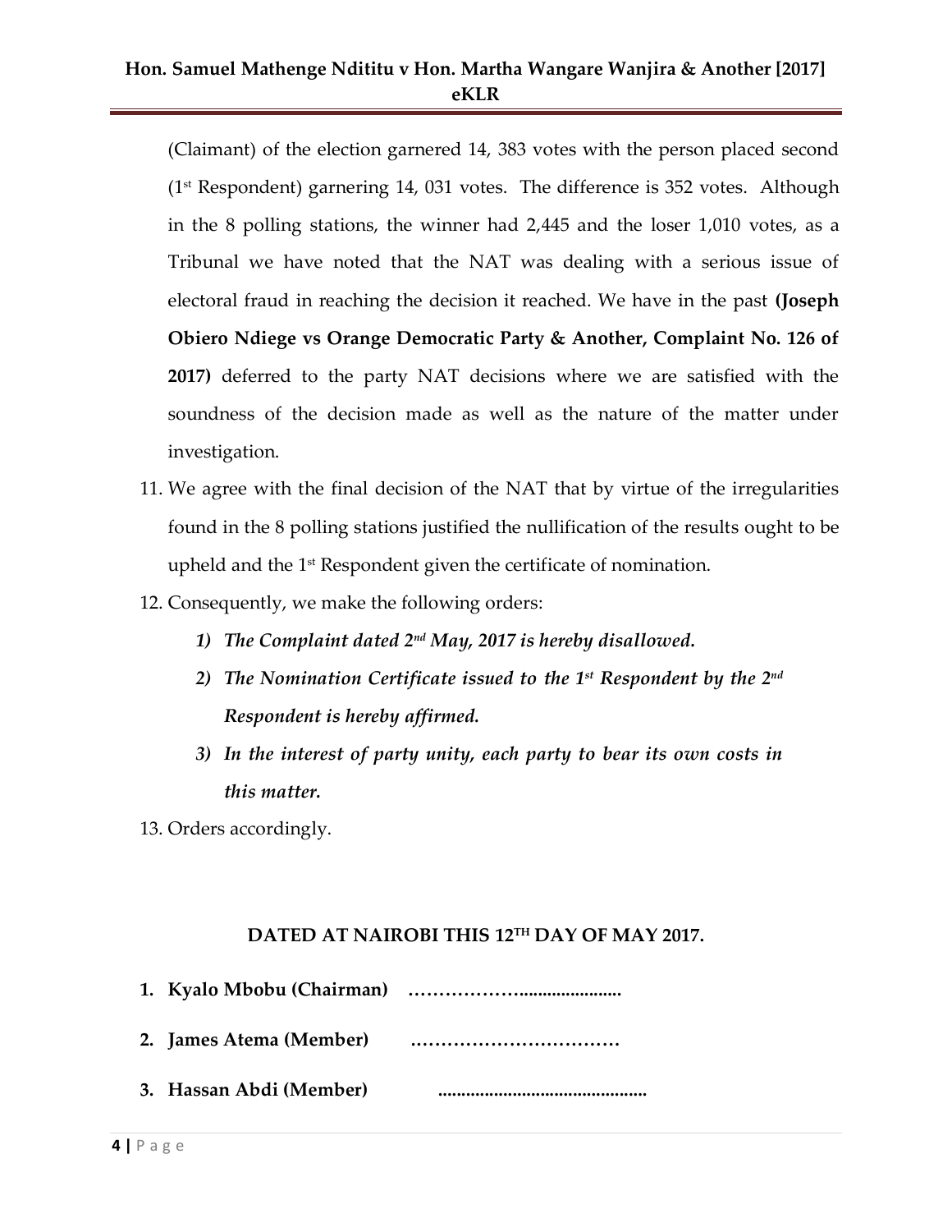(Claimant) of the election garnered 14, 383 votes with the person placed second (1st Respondent) garnering 14, 031 votes. The difference is 352 votes. Although in the 8 polling stations, the winner had 2,445 and the loser 1,010 votes, as a Tribunal we have noted that the NAT was dealing with a serious issue of electoral fraud in reaching the decision it reached. We have in the past **(Joseph Obiero Ndiege vs Orange Democratic Party & Another, Complaint No. 126 of 2017)** deferred to the party NAT decisions where we are satisfied with the soundness of the decision made as well as the nature of the matter under investigation.

11. We agree with the final decision of the NAT that by virtue of the irregularities found in the 8 polling stations justified the nullification of the results ought to be upheld and the 1st Respondent given the certificate of nomination.
12. Consequently, we make the following orders:
    1) ***The Complaint dated 2nd May, 2017 is hereby disallowed.***
    2) ***The Nomination Certificate issued to the 1st Respondent by the 2nd Respondent is hereby affirmed.***
    3) ***In the interest of party unity, each party to bear its own costs in this matter.***
13. Orders accordingly.

**DATED AT NAIROBI THIS 12TH DAY OF MAY 2017.**

1. **Kyalo Mbobu (Chairman)** ………………......................
2. **James Atema (Member)** ……………………………
3. **Hassan Abdi (Member)** .............................................